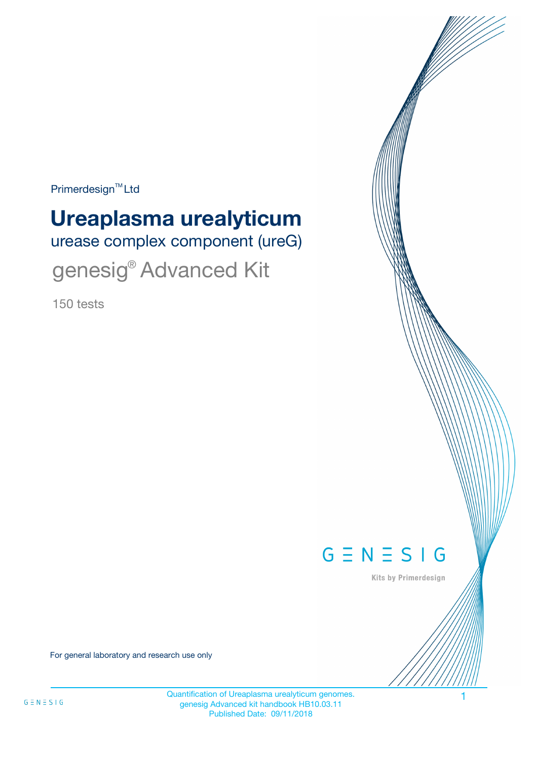Primerdesign™ Ltd

# Ureaplasma urealyticum

## urease complex component (ureG)

## genesig® Advanced Kit

150 tests

GENESIG

Kits by Primerdesign

For general laboratory and research use only

Quantification of Ureaplasma urealyticum genomes.
genesig Advanced kit handbook HB10.03.11
Published Date: 09/11/2018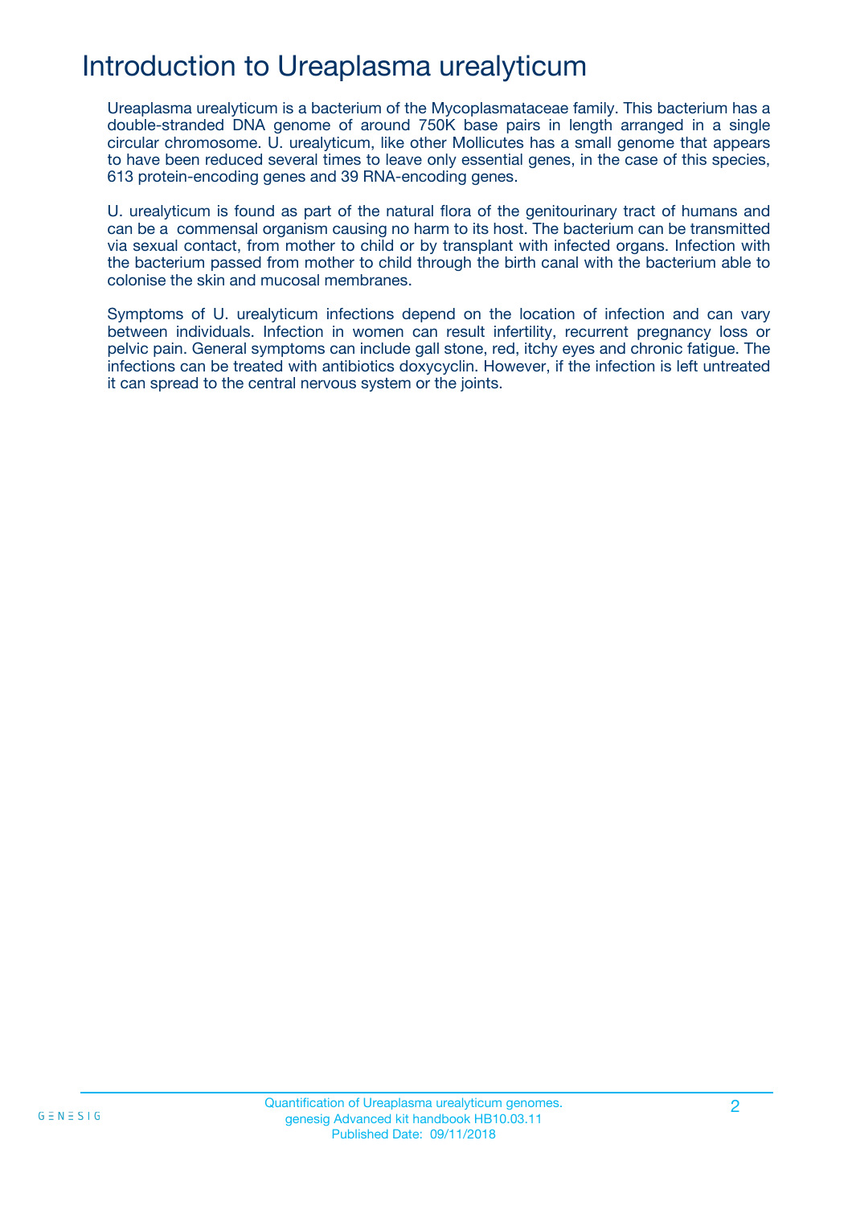# Introduction to Ureaplasma urealyticum

Ureaplasma urealyticum is a bacterium of the Mycoplasmataceae family. This bacterium has a double-stranded DNA genome of around 750K base pairs in length arranged in a single circular chromosome. U. urealyticum, like other Mollicutes has a small genome that appears to have been reduced several times to leave only essential genes, in the case of this species, 613 protein-encoding genes and 39 RNA-encoding genes.

U. urealyticum is found as part of the natural flora of the genitourinary tract of humans and can be a commensal organism causing no harm to its host. The bacterium can be transmitted via sexual contact, from mother to child or by transplant with infected organs. Infection with the bacterium passed from mother to child through the birth canal with the bacterium able to colonise the skin and mucosal membranes.

Symptoms of U. urealyticum infections depend on the location of infection and can vary between individuals. Infection in women can result infertility, recurrent pregnancy loss or pelvic pain. General symptoms can include gall stone, red, itchy eyes and chronic fatigue. The infections can be treated with antibiotics doxycyclin. However, if the infection is left untreated it can spread to the central nervous system or the joints.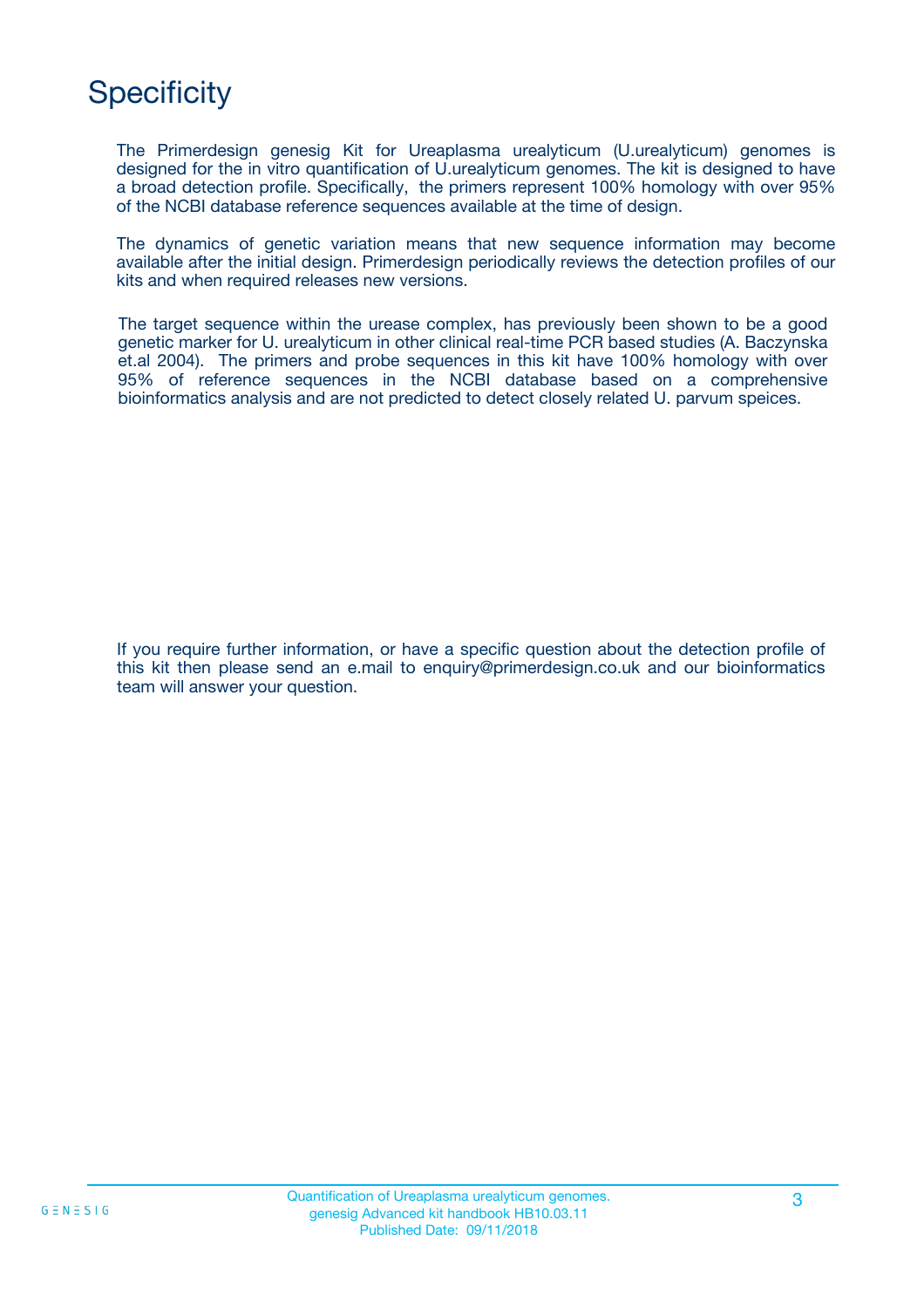# Specificity

The Primerdesign genesig Kit for Ureaplasma urealyticum (U.urealyticum) genomes is designed for the in vitro quantification of U.urealyticum genomes. The kit is designed to have a broad detection profile. Specifically, the primers represent 100% homology with over 95% of the NCBI database reference sequences available at the time of design.

The dynamics of genetic variation means that new sequence information may become available after the initial design. Primerdesign periodically reviews the detection profiles of our kits and when required releases new versions.

The target sequence within the urease complex, has previously been shown to be a good genetic marker for U. urealyticum in other clinical real-time PCR based studies (A. Baczynska et.al 2004). The primers and probe sequences in this kit have 100% homology with over 95% of reference sequences in the NCBI database based on a comprehensive bioinformatics analysis and are not predicted to detect closely related U. parvum speices.

If you require further information, or have a specific question about the detection profile of this kit then please send an e.mail to enquiry@primerdesign.co.uk and our bioinformatics team will answer your question.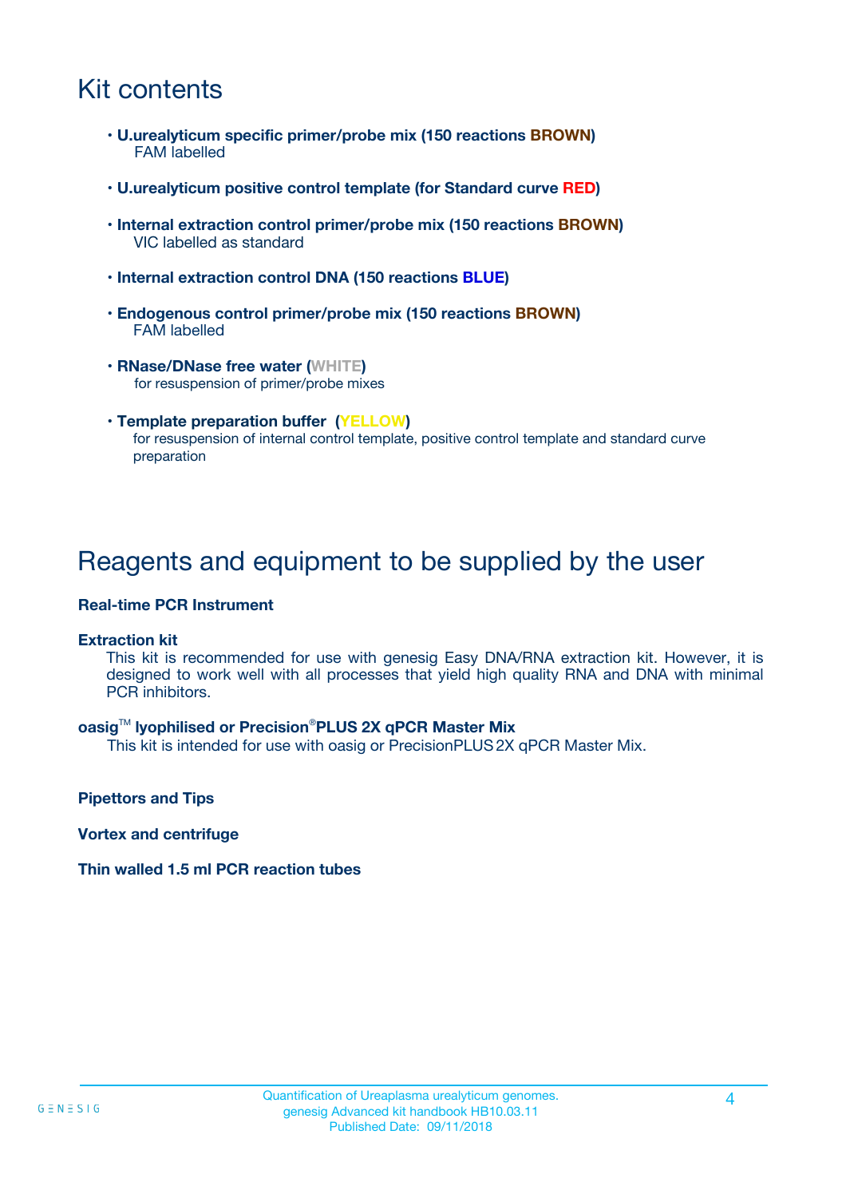# Kit contents

- **U.urealyticum specific primer/probe mix (150 reactions BROWN)**
  FAM labelled
- **U.urealyticum positive control template (for Standard curve RED)**
- **Internal extraction control primer/probe mix (150 reactions BROWN)**
  VIC labelled as standard
- **Internal extraction control DNA (150 reactions BLUE)**
- **Endogenous control primer/probe mix (150 reactions BROWN)**
  FAM labelled
- **RNase/DNase free water (WHITE)**
  for resuspension of primer/probe mixes
- **Template preparation buffer (YELLOW)**
  for resuspension of internal control template, positive control template and standard curve preparation

# Reagents and equipment to be supplied by the user

**Real-time PCR Instrument**

**Extraction kit**
This kit is recommended for use with genesig Easy DNA/RNA extraction kit. However, it is designed to work well with all processes that yield high quality RNA and DNA with minimal PCR inhibitors.

**oasig™ lyophilised or Precision®PLUS 2X qPCR Master Mix**
This kit is intended for use with oasig or PrecisionPLUS 2X qPCR Master Mix.

**Pipettors and Tips**

**Vortex and centrifuge**

**Thin walled 1.5 ml PCR reaction tubes**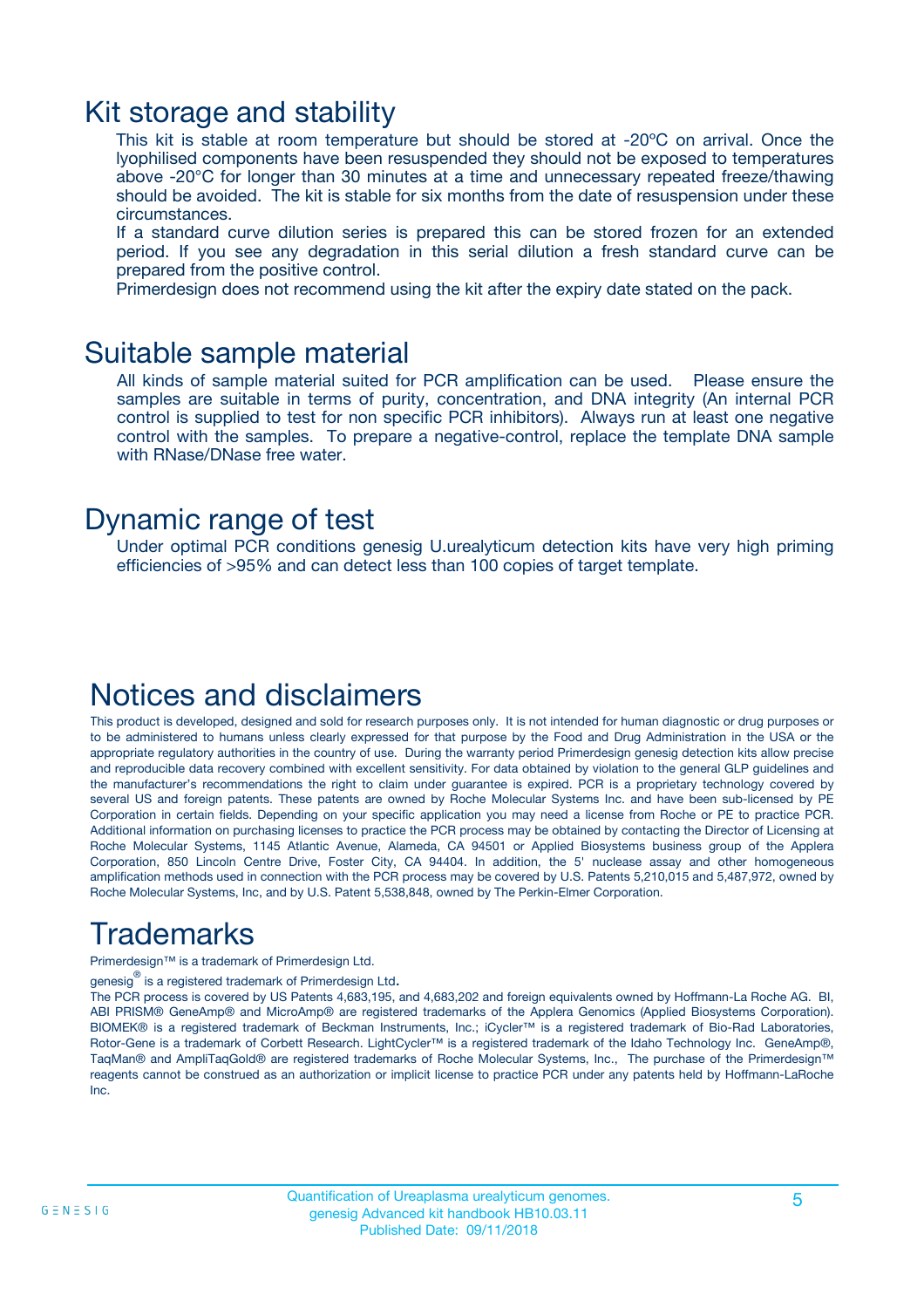## Kit storage and stability

This kit is stable at room temperature but should be stored at -20ºC on arrival. Once the lyophilised components have been resuspended they should not be exposed to temperatures above -20°C for longer than 30 minutes at a time and unnecessary repeated freeze/thawing should be avoided. The kit is stable for six months from the date of resuspension under these circumstances.

If a standard curve dilution series is prepared this can be stored frozen for an extended period. If you see any degradation in this serial dilution a fresh standard curve can be prepared from the positive control.

Primerdesign does not recommend using the kit after the expiry date stated on the pack.

## Suitable sample material

All kinds of sample material suited for PCR amplification can be used. Please ensure the samples are suitable in terms of purity, concentration, and DNA integrity (An internal PCR control is supplied to test for non specific PCR inhibitors). Always run at least one negative control with the samples. To prepare a negative-control, replace the template DNA sample with RNase/DNase free water.

## Dynamic range of test

Under optimal PCR conditions genesig U.urealyticum detection kits have very high priming efficiencies of >95% and can detect less than 100 copies of target template.

## Notices and disclaimers

This product is developed, designed and sold for research purposes only. It is not intended for human diagnostic or drug purposes or to be administered to humans unless clearly expressed for that purpose by the Food and Drug Administration in the USA or the appropriate regulatory authorities in the country of use. During the warranty period Primerdesign genesig detection kits allow precise and reproducible data recovery combined with excellent sensitivity. For data obtained by violation to the general GLP guidelines and the manufacturer's recommendations the right to claim under guarantee is expired. PCR is a proprietary technology covered by several US and foreign patents. These patents are owned by Roche Molecular Systems Inc. and have been sub-licensed by PE Corporation in certain fields. Depending on your specific application you may need a license from Roche or PE to practice PCR. Additional information on purchasing licenses to practice the PCR process may be obtained by contacting the Director of Licensing at Roche Molecular Systems, 1145 Atlantic Avenue, Alameda, CA 94501 or Applied Biosystems business group of the Applera Corporation, 850 Lincoln Centre Drive, Foster City, CA 94404. In addition, the 5' nuclease assay and other homogeneous amplification methods used in connection with the PCR process may be covered by U.S. Patents 5,210,015 and 5,487,972, owned by Roche Molecular Systems, Inc, and by U.S. Patent 5,538,848, owned by The Perkin-Elmer Corporation.

## Trademarks

Primerdesign™ is a trademark of Primerdesign Ltd.

genesig® is a registered trademark of Primerdesign Ltd.

The PCR process is covered by US Patents 4,683,195, and 4,683,202 and foreign equivalents owned by Hoffmann-La Roche AG. BI, ABI PRISM® GeneAmp® and MicroAmp® are registered trademarks of the Applera Genomics (Applied Biosystems Corporation). BIOMEK® is a registered trademark of Beckman Instruments, Inc.; iCycler™ is a registered trademark of Bio-Rad Laboratories, Rotor-Gene is a trademark of Corbett Research. LightCycler™ is a registered trademark of the Idaho Technology Inc. GeneAmp®, TaqMan® and AmpliTaqGold® are registered trademarks of Roche Molecular Systems, Inc., The purchase of the Primerdesign™ reagents cannot be construed as an authorization or implicit license to practice PCR under any patents held by Hoffmann-LaRoche Inc.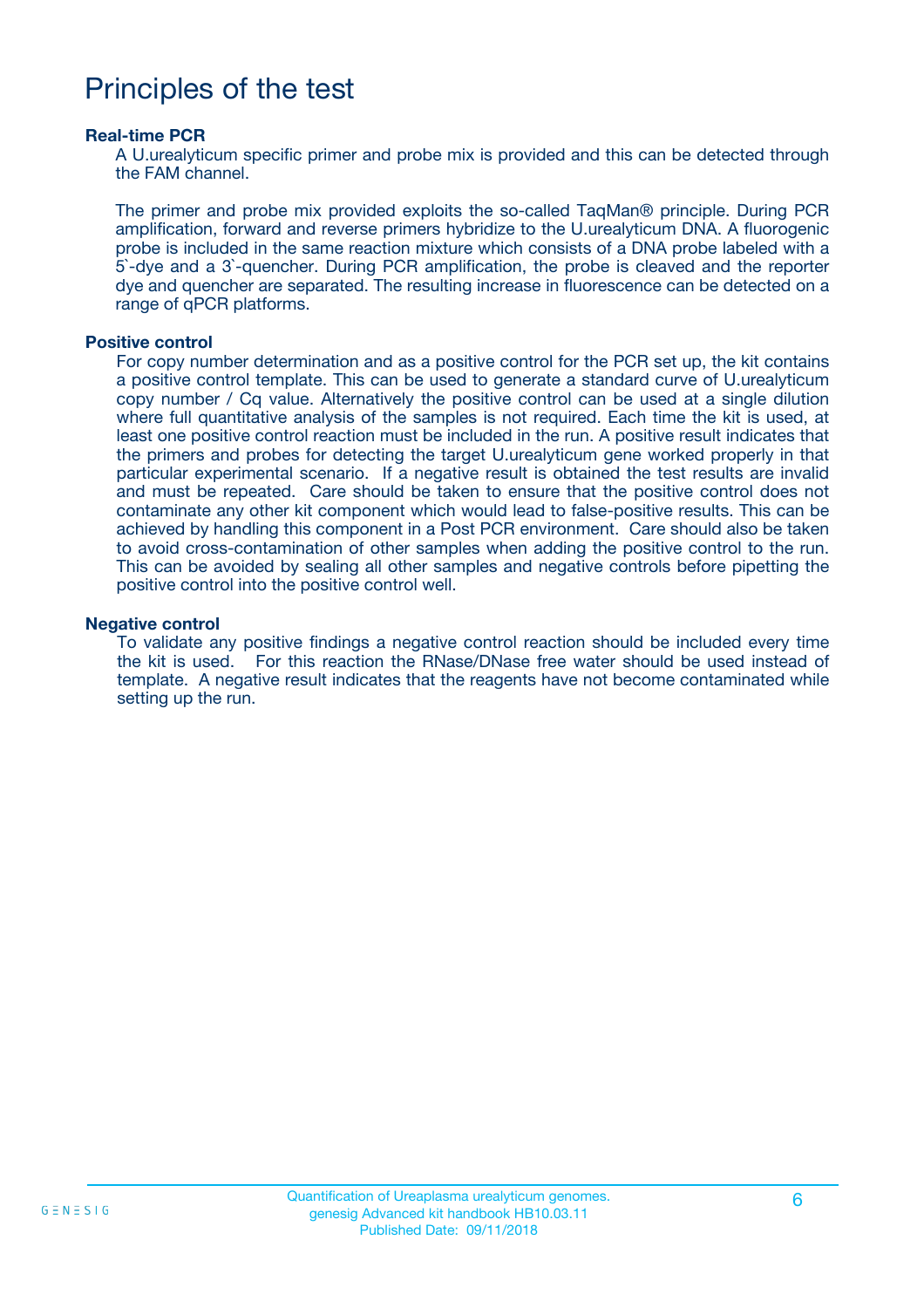# Principles of the test

**Real-time PCR**

A U.urealyticum specific primer and probe mix is provided and this can be detected through the FAM channel.

The primer and probe mix provided exploits the so-called TaqMan® principle. During PCR amplification, forward and reverse primers hybridize to the U.urealyticum DNA. A fluorogenic probe is included in the same reaction mixture which consists of a DNA probe labeled with a 5`-dye and a 3`-quencher. During PCR amplification, the probe is cleaved and the reporter dye and quencher are separated. The resulting increase in fluorescence can be detected on a range of qPCR platforms.

**Positive control**

For copy number determination and as a positive control for the PCR set up, the kit contains a positive control template. This can be used to generate a standard curve of U.urealyticum copy number / Cq value. Alternatively the positive control can be used at a single dilution where full quantitative analysis of the samples is not required. Each time the kit is used, at least one positive control reaction must be included in the run. A positive result indicates that the primers and probes for detecting the target U.urealyticum gene worked properly in that particular experimental scenario. If a negative result is obtained the test results are invalid and must be repeated. Care should be taken to ensure that the positive control does not contaminate any other kit component which would lead to false-positive results. This can be achieved by handling this component in a Post PCR environment. Care should also be taken to avoid cross-contamination of other samples when adding the positive control to the run. This can be avoided by sealing all other samples and negative controls before pipetting the positive control into the positive control well.

**Negative control**

To validate any positive findings a negative control reaction should be included every time the kit is used. For this reaction the RNase/DNase free water should be used instead of template. A negative result indicates that the reagents have not become contaminated while setting up the run.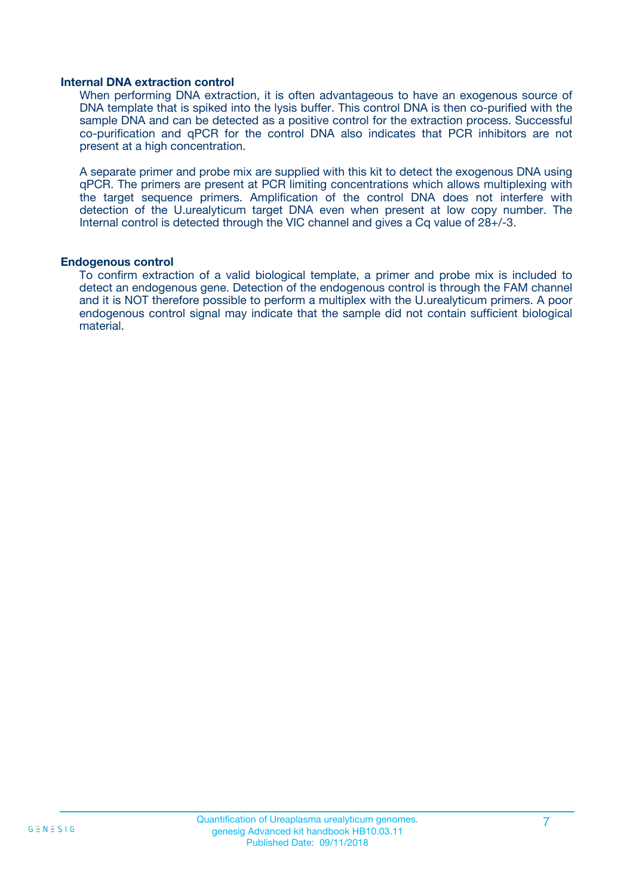### Internal DNA extraction control

When performing DNA extraction, it is often advantageous to have an exogenous source of DNA template that is spiked into the lysis buffer. This control DNA is then co-purified with the sample DNA and can be detected as a positive control for the extraction process. Successful co-purification and qPCR for the control DNA also indicates that PCR inhibitors are not present at a high concentration.

A separate primer and probe mix are supplied with this kit to detect the exogenous DNA using qPCR. The primers are present at PCR limiting concentrations which allows multiplexing with the target sequence primers. Amplification of the control DNA does not interfere with detection of the U.urealyticum target DNA even when present at low copy number. The Internal control is detected through the VIC channel and gives a Cq value of 28+/-3.

### Endogenous control

To confirm extraction of a valid biological template, a primer and probe mix is included to detect an endogenous gene. Detection of the endogenous control is through the FAM channel and it is NOT therefore possible to perform a multiplex with the U.urealyticum primers. A poor endogenous control signal may indicate that the sample did not contain sufficient biological material.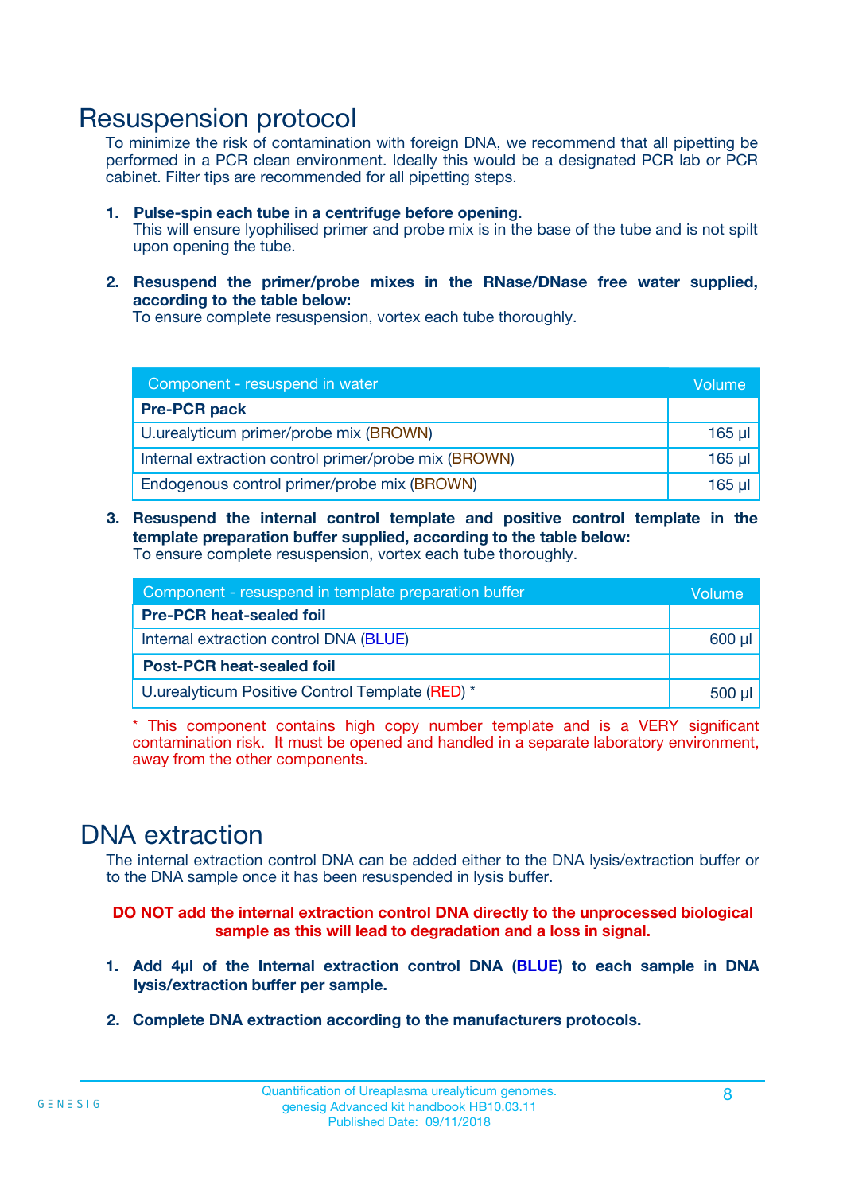# Resuspension protocol

To minimize the risk of contamination with foreign DNA, we recommend that all pipetting be performed in a PCR clean environment. Ideally this would be a designated PCR lab or PCR cabinet. Filter tips are recommended for all pipetting steps.

1. **Pulse-spin each tube in a centrifuge before opening.**
   This will ensure lyophilised primer and probe mix is in the base of the tube and is not spilt upon opening the tube.

2. **Resuspend the primer/probe mixes in the RNase/DNase free water supplied, according to the table below:**
   To ensure complete resuspension, vortex each tube thoroughly.

| Component - resuspend in water | Volume |
|---|---|
| **Pre-PCR pack** | |
| U.urealyticum primer/probe mix (BROWN) | 165 µl |
| Internal extraction control primer/probe mix (BROWN) | 165 µl |
| Endogenous control primer/probe mix (BROWN) | 165 µl |

3. **Resuspend the internal control template and positive control template in the template preparation buffer supplied, according to the table below:**
   To ensure complete resuspension, vortex each tube thoroughly.

| Component - resuspend in template preparation buffer | Volume |
|---|---|
| **Pre-PCR heat-sealed foil** | |
| Internal extraction control DNA (BLUE) | 600 µl |
| **Post-PCR heat-sealed foil** | |
| U.urealyticum Positive Control Template (RED) * | 500 µl |

* This component contains high copy number template and is a VERY significant contamination risk. It must be opened and handled in a separate laboratory environment, away from the other components.

# DNA extraction

The internal extraction control DNA can be added either to the DNA lysis/extraction buffer or to the DNA sample once it has been resuspended in lysis buffer.

**DO NOT add the internal extraction control DNA directly to the unprocessed biological sample as this will lead to degradation and a loss in signal.**

1. **Add 4µl of the Internal extraction control DNA (BLUE) to each sample in DNA lysis/extraction buffer per sample.**

2. **Complete DNA extraction according to the manufacturers protocols.**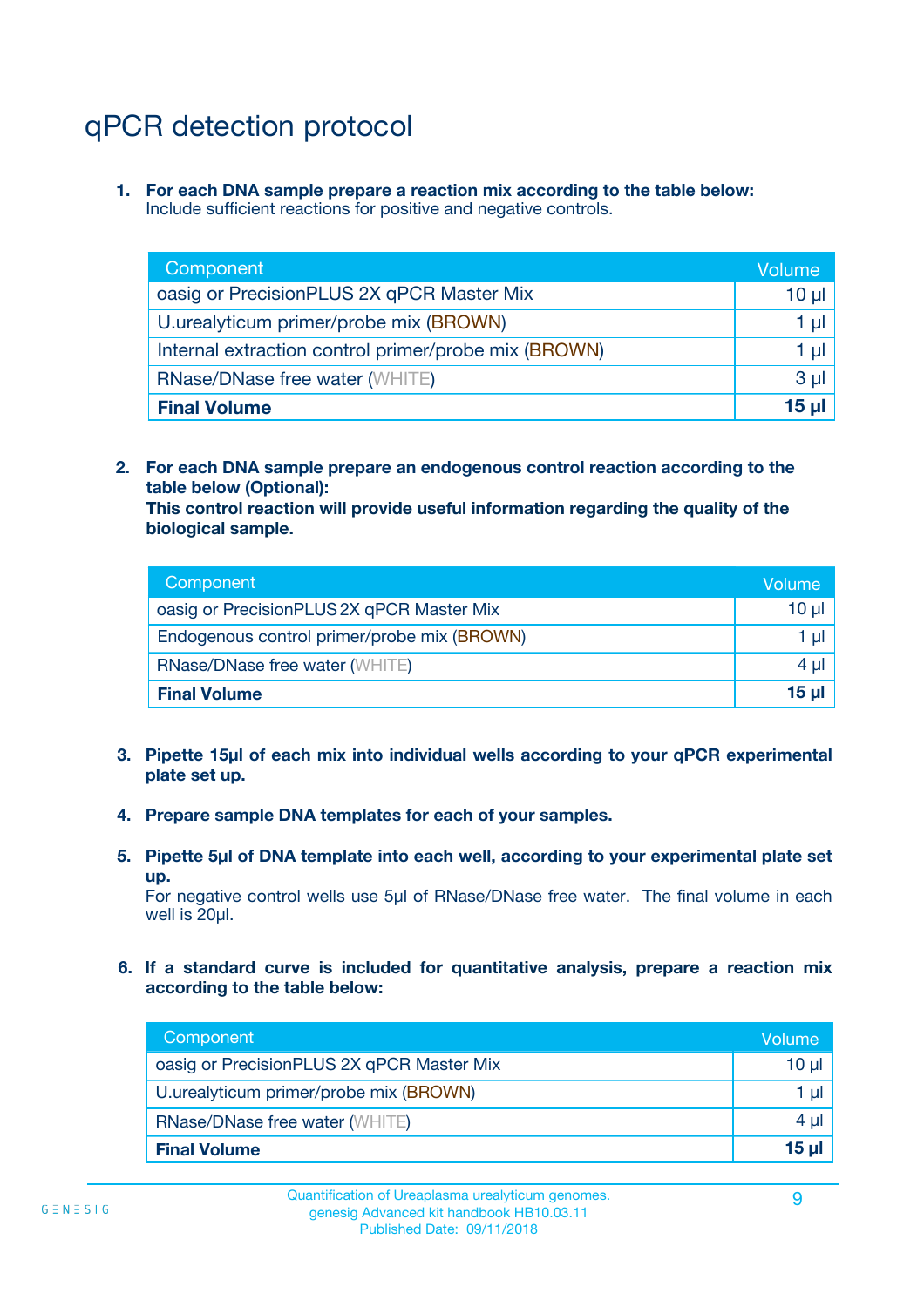# qPCR detection protocol

1. **For each DNA sample prepare a reaction mix according to the table below:**
   Include sufficient reactions for positive and negative controls.

| Component | Volume |
|---|---|
| oasig or PrecisionPLUS 2X qPCR Master Mix | 10 µl |
| U.urealyticum primer/probe mix (BROWN) | 1 µl |
| Internal extraction control primer/probe mix (BROWN) | 1 µl |
| RNase/DNase free water (WHITE) | 3 µl |
| **Final Volume** | **15 µl** |

2. **For each DNA sample prepare an endogenous control reaction according to the table below (Optional):**
   **This control reaction will provide useful information regarding the quality of the biological sample.**

| Component | Volume |
|---|---|
| oasig or PrecisionPLUS 2X qPCR Master Mix | 10 µl |
| Endogenous control primer/probe mix (BROWN) | 1 µl |
| RNase/DNase free water (WHITE) | 4 µl |
| **Final Volume** | **15 µl** |

3. **Pipette 15µl of each mix into individual wells according to your qPCR experimental plate set up.**

4. **Prepare sample DNA templates for each of your samples.**

5. **Pipette 5µl of DNA template into each well, according to your experimental plate set up.**
   For negative control wells use 5µl of RNase/DNase free water. The final volume in each well is 20µl.

6. **If a standard curve is included for quantitative analysis, prepare a reaction mix according to the table below:**

| Component | Volume |
|---|---|
| oasig or PrecisionPLUS 2X qPCR Master Mix | 10 µl |
| U.urealyticum primer/probe mix (BROWN) | 1 µl |
| RNase/DNase free water (WHITE) | 4 µl |
| **Final Volume** | **15 µl** |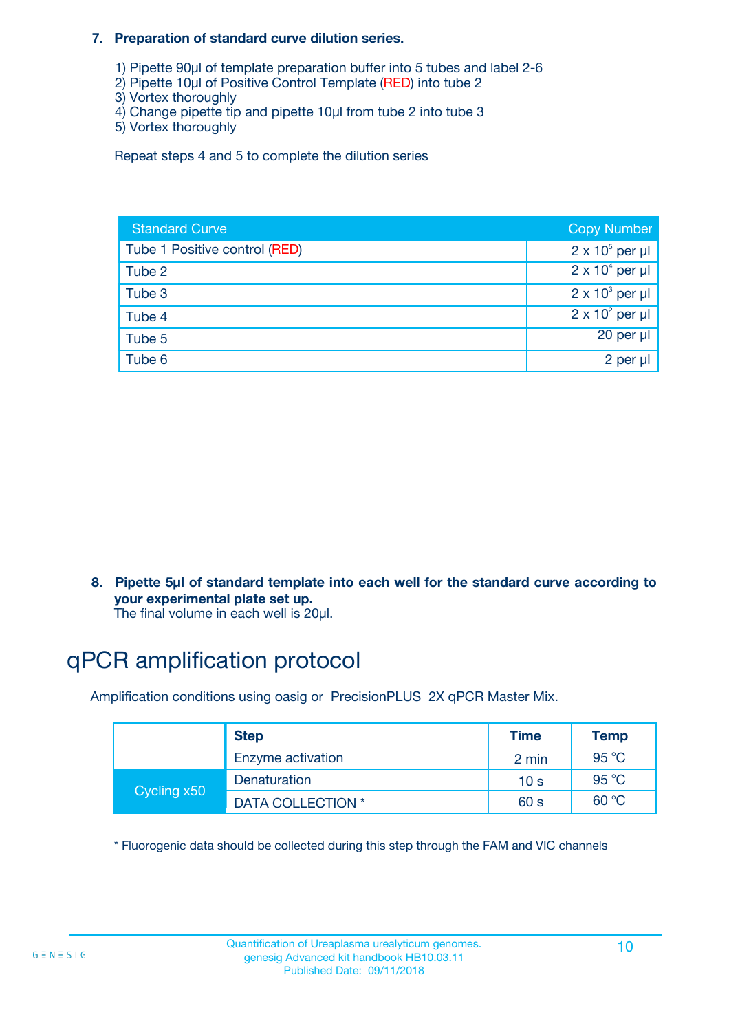**7. Preparation of standard curve dilution series.**

1) Pipette 90µl of template preparation buffer into 5 tubes and label 2-6
2) Pipette 10µl of Positive Control Template (RED) into tube 2
3) Vortex thoroughly
4) Change pipette tip and pipette 10µl from tube 2 into tube 3
5) Vortex thoroughly

Repeat steps 4 and 5 to complete the dilution series

| Standard Curve | Copy Number |
|---|---|
| Tube 1 Positive control (RED) | $2 \times 10^5$ per µl |
| Tube 2 | $2 \times 10^4$ per µl |
| Tube 3 | $2 \times 10^3$ per µl |
| Tube 4 | $2 \times 10^2$ per µl |
| Tube 5 | 20 per µl |
| Tube 6 | 2 per µl |

**8. Pipette 5µl of standard template into each well for the standard curve according to your experimental plate set up.**
The final volume in each well is 20µl.

# qPCR amplification protocol

Amplification conditions using oasig or PrecisionPLUS 2X qPCR Master Mix.

| | Step | Time | Temp |
|---|---|---|---|
| | Enzyme activation | 2 min | 95 °C |
| Cycling x50 | Denaturation | 10 s | 95 °C |
| | DATA COLLECTION * | 60 s | 60 °C |

* Fluorogenic data should be collected during this step through the FAM and VIC channels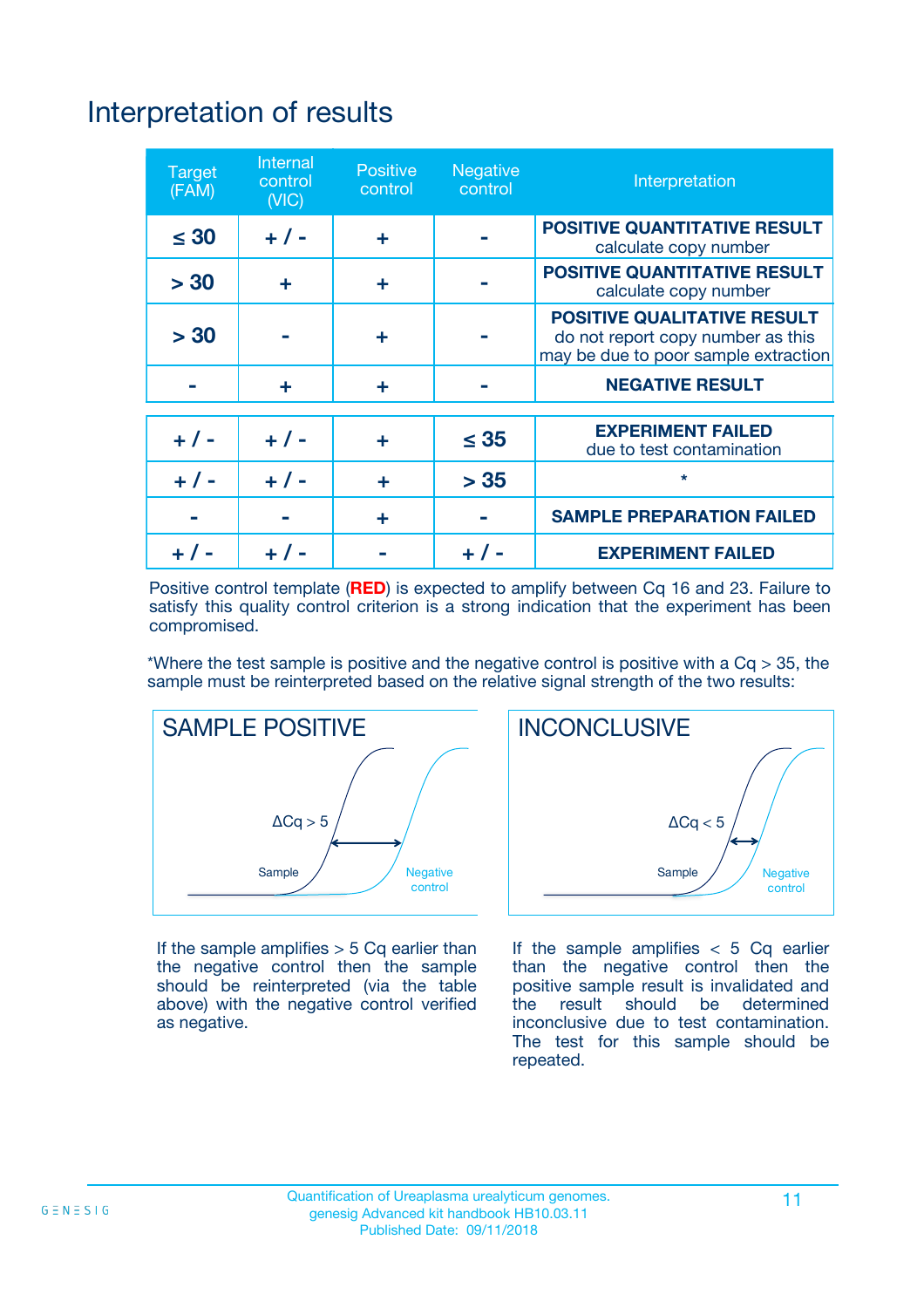# Interpretation of results

| Target (FAM) | Internal control (VIC) | Positive control | Negative control | Interpretation |
|---|---|---|---|---|
| ≤ 30 | + / - | + | - | **POSITIVE QUANTITATIVE RESULT** calculate copy number |
| > 30 | + | + | - | **POSITIVE QUANTITATIVE RESULT** calculate copy number |
| > 30 | - | + | - | **POSITIVE QUALITATIVE RESULT** do not report copy number as this may be due to poor sample extraction |
| - | + | + | - | **NEGATIVE RESULT** |
| + / - | + / - | + | ≤ 35 | **EXPERIMENT FAILED** due to test contamination |
| + / - | + / - | + | > 35 | * |
| - | - | + | - | **SAMPLE PREPARATION FAILED** |
| + / - | + / - | - | + / - | **EXPERIMENT FAILED** |

Positive control template (**RED**) is expected to amplify between Cq 16 and 23. Failure to satisfy this quality control criterion is a strong indication that the experiment has been compromised.

*Where the test sample is positive and the negative control is positive with a Cq > 35, the sample must be reinterpreted based on the relative signal strength of the two results:

**SAMPLE POSITIVE**

$\Delta Cq > 5$

Sample — Negative control

If the sample amplifies > 5 Cq earlier than the negative control then the sample should be reinterpreted (via the table above) with the negative control verified as negative.

**INCONCLUSIVE**

$\Delta Cq < 5$

Sample — Negative control

If the sample amplifies < 5 Cq earlier than the negative control then the positive sample result is invalidated and the result should be determined inconclusive due to test contamination. The test for this sample should be repeated.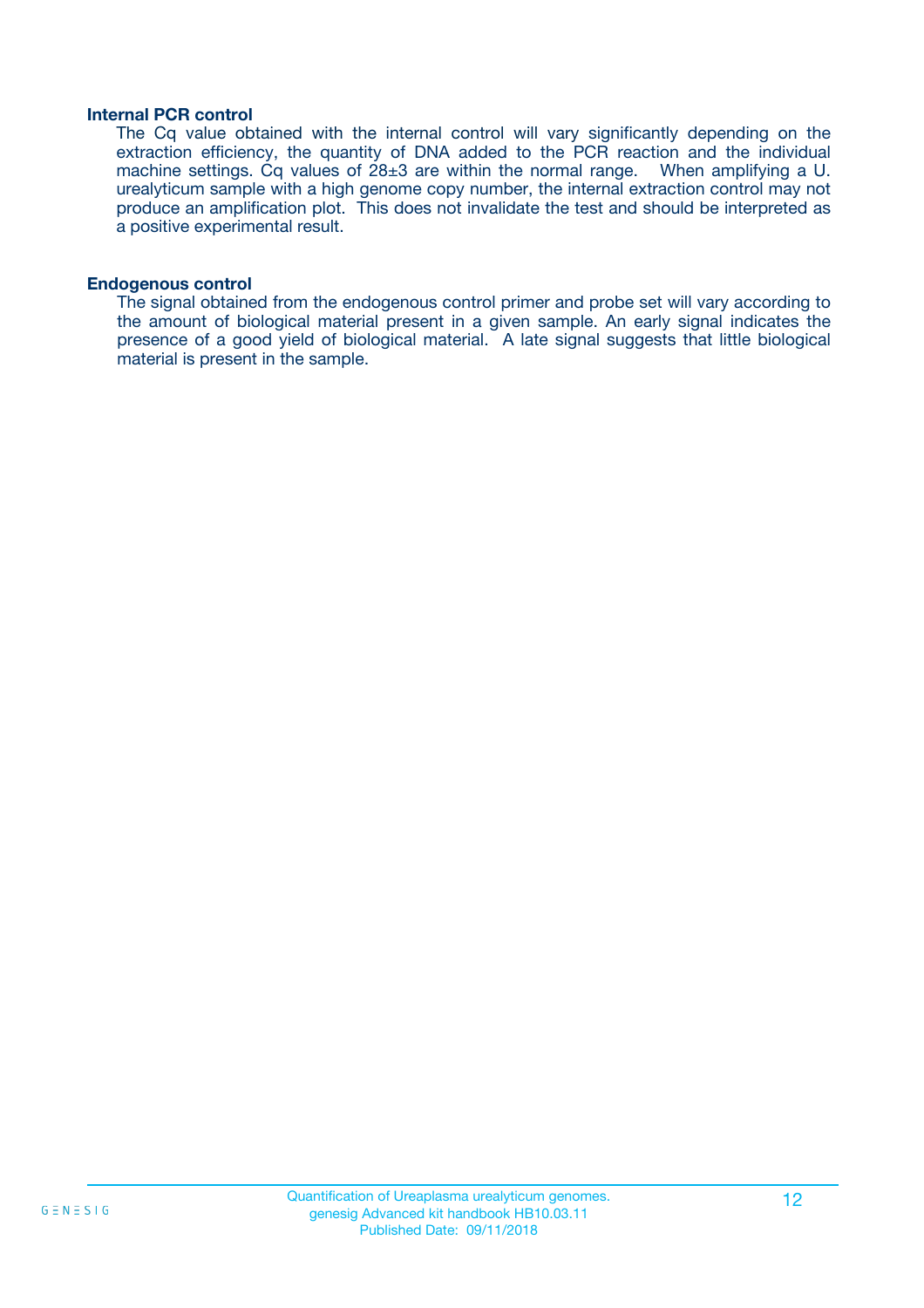### Internal PCR control

The Cq value obtained with the internal control will vary significantly depending on the extraction efficiency, the quantity of DNA added to the PCR reaction and the individual machine settings. Cq values of 28±3 are within the normal range. When amplifying a U. urealyticum sample with a high genome copy number, the internal extraction control may not produce an amplification plot. This does not invalidate the test and should be interpreted as a positive experimental result.

### Endogenous control

The signal obtained from the endogenous control primer and probe set will vary according to the amount of biological material present in a given sample. An early signal indicates the presence of a good yield of biological material. A late signal suggests that little biological material is present in the sample.